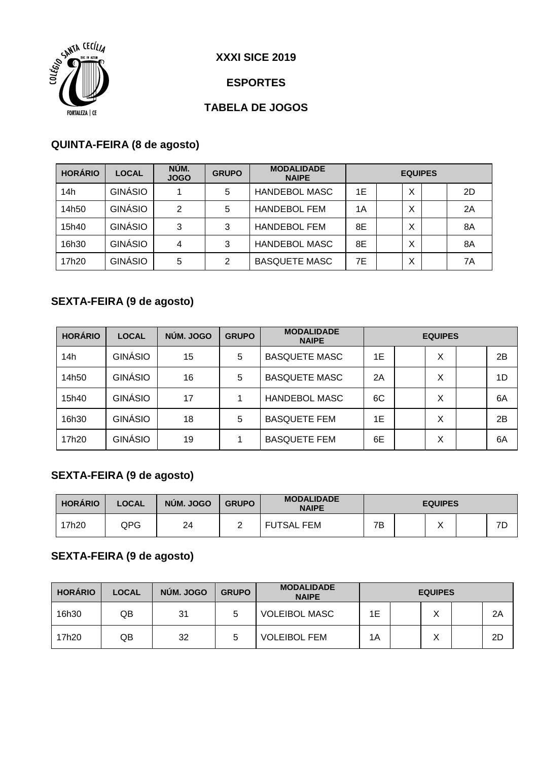COLÉGIO SANTA CECÍLIA
DUC IN ALTUM
FORTALEZA | CE

# XXXI SICE 2019

## ESPORTES

## TABELA DE JOGOS

### QUINTA-FEIRA (8 de agosto)

| HORÁRIO | LOCAL | NÚM. JOGO | GRUPO | MODALIDADE NAIPE | EQUIPES | | | | |
|---|---|---|---|---|---|---|---|---|---|
| 14h | GINÁSIO | 1 | 5 | HANDEBOL MASC | 1E | | X | | 2D |
| 14h50 | GINÁSIO | 2 | 5 | HANDEBOL FEM | 1A | | X | | 2A |
| 15h40 | GINÁSIO | 3 | 3 | HANDEBOL FEM | 8E | | X | | 8A |
| 16h30 | GINÁSIO | 4 | 3 | HANDEBOL MASC | 8E | | X | | 8A |
| 17h20 | GINÁSIO | 5 | 2 | BASQUETE MASC | 7E | | X | | 7A |

### SEXTA-FEIRA (9 de agosto)

| HORÁRIO | LOCAL | NÚM. JOGO | GRUPO | MODALIDADE NAIPE | EQUIPES | | | | |
|---|---|---|---|---|---|---|---|---|---|
| 14h | GINÁSIO | 15 | 5 | BASQUETE MASC | 1E | | X | | 2B |
| 14h50 | GINÁSIO | 16 | 5 | BASQUETE MASC | 2A | | X | | 1D |
| 15h40 | GINÁSIO | 17 | 1 | HANDEBOL MASC | 6C | | X | | 6A |
| 16h30 | GINÁSIO | 18 | 5 | BASQUETE FEM | 1E | | X | | 2B |
| 17h20 | GINÁSIO | 19 | 1 | BASQUETE FEM | 6E | | X | | 6A |

### SEXTA-FEIRA (9 de agosto)

| HORÁRIO | LOCAL | NÚM. JOGO | GRUPO | MODALIDADE NAIPE | EQUIPES | | | | |
|---|---|---|---|---|---|---|---|---|---|
| 17h20 | QPG | 24 | 2 | FUTSAL FEM | 7B | | X | | 7D |

### SEXTA-FEIRA (9 de agosto)

| HORÁRIO | LOCAL | NÚM. JOGO | GRUPO | MODALIDADE NAIPE | EQUIPES | | | | |
|---|---|---|---|---|---|---|---|---|---|
| 16h30 | QB | 31 | 5 | VOLEIBOL MASC | 1E | | X | | 2A |
| 17h20 | QB | 32 | 5 | VOLEIBOL FEM | 1A | | X | | 2D |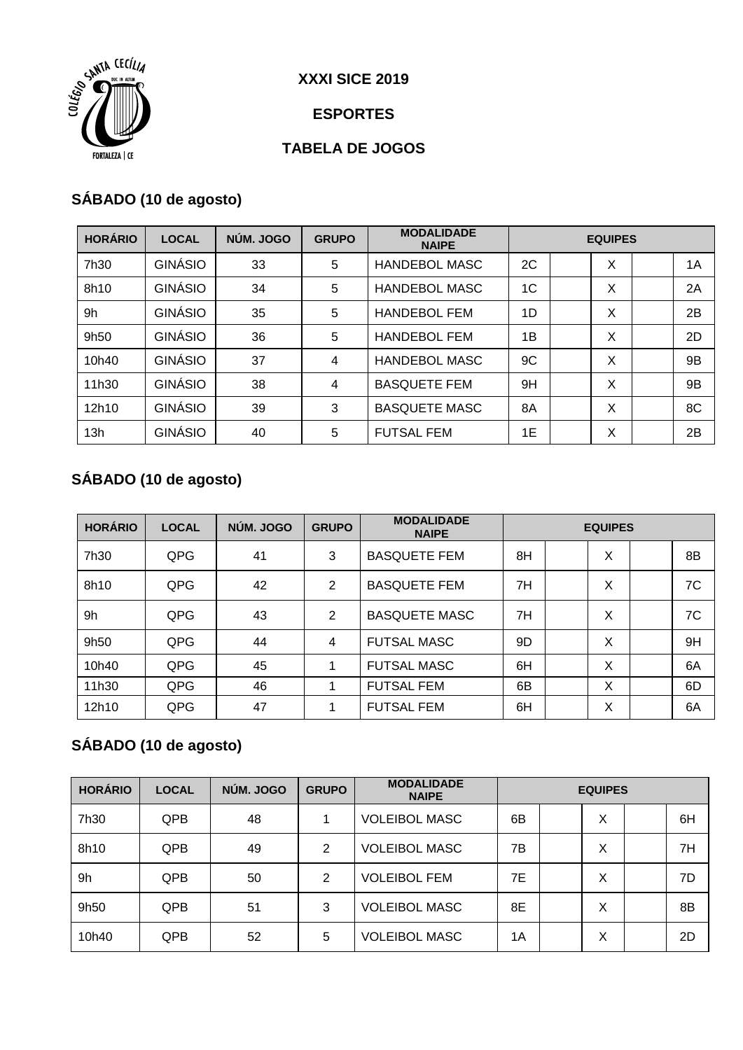**XXXI SICE 2019**

**ESPORTES**

**TABELA DE JOGOS**

## SÁBADO (10 de agosto)

| HORÁRIO | LOCAL | NÚM. JOGO | GRUPO | MODALIDADE NAIPE | EQUIPES | | | | |
|---|---|---|---|---|---|---|---|---|---|
| 7h30 | GINÁSIO | 33 | 5 | HANDEBOL MASC | 2C | | X | | 1A |
| 8h10 | GINÁSIO | 34 | 5 | HANDEBOL MASC | 1C | | X | | 2A |
| 9h | GINÁSIO | 35 | 5 | HANDEBOL FEM | 1D | | X | | 2B |
| 9h50 | GINÁSIO | 36 | 5 | HANDEBOL FEM | 1B | | X | | 2D |
| 10h40 | GINÁSIO | 37 | 4 | HANDEBOL MASC | 9C | | X | | 9B |
| 11h30 | GINÁSIO | 38 | 4 | BASQUETE FEM | 9H | | X | | 9B |
| 12h10 | GINÁSIO | 39 | 3 | BASQUETE MASC | 8A | | X | | 8C |
| 13h | GINÁSIO | 40 | 5 | FUTSAL FEM | 1E | | X | | 2B |

## SÁBADO (10 de agosto)

| HORÁRIO | LOCAL | NÚM. JOGO | GRUPO | MODALIDADE NAIPE | EQUIPES | | | | |
|---|---|---|---|---|---|---|---|---|---|
| 7h30 | QPG | 41 | 3 | BASQUETE FEM | 8H | | X | | 8B |
| 8h10 | QPG | 42 | 2 | BASQUETE FEM | 7H | | X | | 7C |
| 9h | QPG | 43 | 2 | BASQUETE MASC | 7H | | X | | 7C |
| 9h50 | QPG | 44 | 4 | FUTSAL MASC | 9D | | X | | 9H |
| 10h40 | QPG | 45 | 1 | FUTSAL MASC | 6H | | X | | 6A |
| 11h30 | QPG | 46 | 1 | FUTSAL FEM | 6B | | X | | 6D |
| 12h10 | QPG | 47 | 1 | FUTSAL FEM | 6H | | X | | 6A |

## SÁBADO (10 de agosto)

| HORÁRIO | LOCAL | NÚM. JOGO | GRUPO | MODALIDADE NAIPE | EQUIPES | | | | |
|---|---|---|---|---|---|---|---|---|---|
| 7h30 | QPB | 48 | 1 | VOLEIBOL MASC | 6B | | X | | 6H |
| 8h10 | QPB | 49 | 2 | VOLEIBOL MASC | 7B | | X | | 7H |
| 9h | QPB | 50 | 2 | VOLEIBOL FEM | 7E | | X | | 7D |
| 9h50 | QPB | 51 | 3 | VOLEIBOL MASC | 8E | | X | | 8B |
| 10h40 | QPB | 52 | 5 | VOLEIBOL MASC | 1A | | X | | 2D |